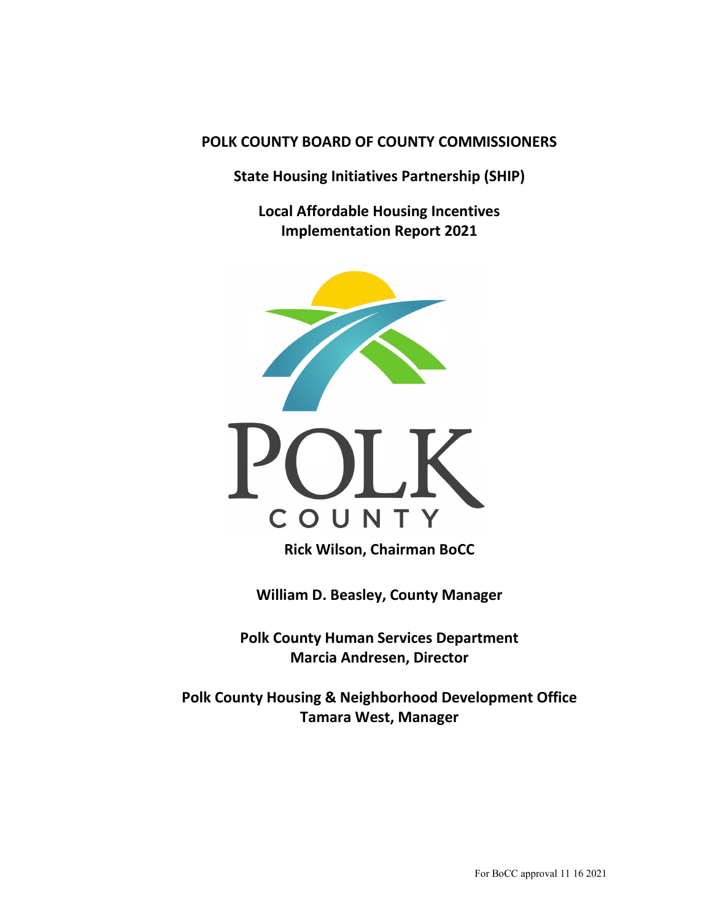**POLK COUNTY BOARD OF COUNTY COMMISSIONERS**

**State Housing Initiatives Partnership (SHIP)**

**Local Affordable Housing Incentives**
**Implementation Report 2021**

POLK
COUNTY

**Rick Wilson, Chairman BoCC**

**William D. Beasley, County Manager**

**Polk County Human Services Department**
**Marcia Andresen, Director**

**Polk County Housing & Neighborhood Development Office**
**Tamara West, Manager**

For BoCC approval 11 16 2021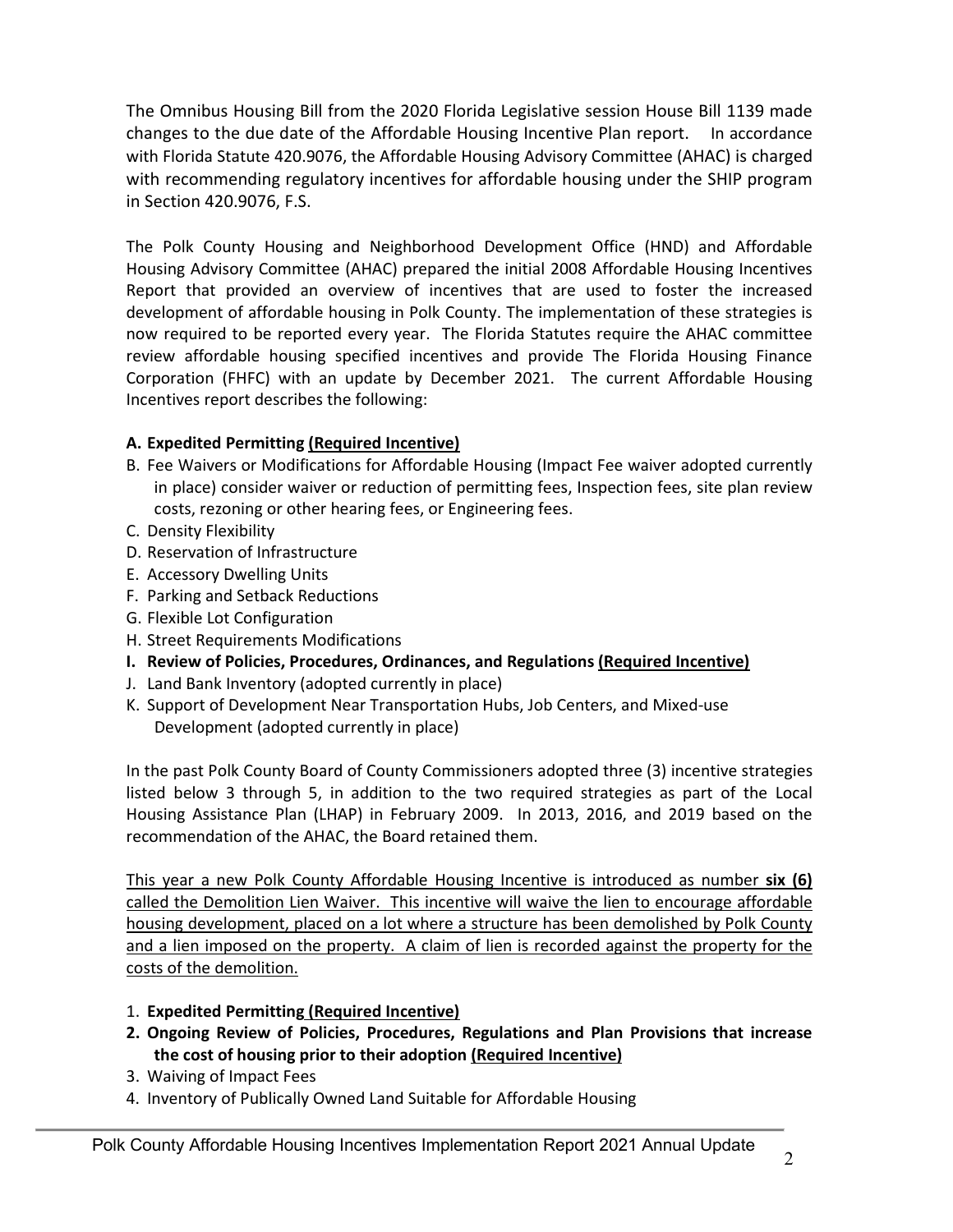The Omnibus Housing Bill from the 2020 Florida Legislative session House Bill 1139 made changes to the due date of the Affordable Housing Incentive Plan report. In accordance with Florida Statute 420.9076, the Affordable Housing Advisory Committee (AHAC) is charged with recommending regulatory incentives for affordable housing under the SHIP program in Section 420.9076, F.S.

The Polk County Housing and Neighborhood Development Office (HND) and Affordable Housing Advisory Committee (AHAC) prepared the initial 2008 Affordable Housing Incentives Report that provided an overview of incentives that are used to foster the increased development of affordable housing in Polk County. The implementation of these strategies is now required to be reported every year. The Florida Statutes require the AHAC committee review affordable housing specified incentives and provide The Florida Housing Finance Corporation (FHFC) with an update by December 2021. The current Affordable Housing Incentives report describes the following:

A. **Expedited Permitting <u>(Required Incentive)</u>**
B. Fee Waivers or Modifications for Affordable Housing (Impact Fee waiver adopted currently in place) consider waiver or reduction of permitting fees, Inspection fees, site plan review costs, rezoning or other hearing fees, or Engineering fees.
C. Density Flexibility
D. Reservation of Infrastructure
E. Accessory Dwelling Units
F. Parking and Setback Reductions
G. Flexible Lot Configuration
H. Street Requirements Modifications
I. **Review of Policies, Procedures, Ordinances, and Regulations <u>(Required Incentive)</u>**
J. Land Bank Inventory (adopted currently in place)
K. Support of Development Near Transportation Hubs, Job Centers, and Mixed-use Development (adopted currently in place)

In the past Polk County Board of County Commissioners adopted three (3) incentive strategies listed below 3 through 5, in addition to the two required strategies as part of the Local Housing Assistance Plan (LHAP) in February 2009. In 2013, 2016, and 2019 based on the recommendation of the AHAC, the Board retained them.

<u>This year a new Polk County Affordable Housing Incentive is introduced as number **six (6)** called the Demolition Lien Waiver. This incentive will waive the lien to encourage affordable housing development, placed on a lot where a structure has been demolished by Polk County and a lien imposed on the property. A claim of lien is recorded against the property for the costs of the demolition.</u>

1. **Expedited Permitting <u>(Required Incentive)</u>**
2. **Ongoing Review of Policies, Procedures, Regulations and Plan Provisions that increase the cost of housing prior to their adoption <u>(Required Incentive)</u>**
3. Waiving of Impact Fees
4. Inventory of Publically Owned Land Suitable for Affordable Housing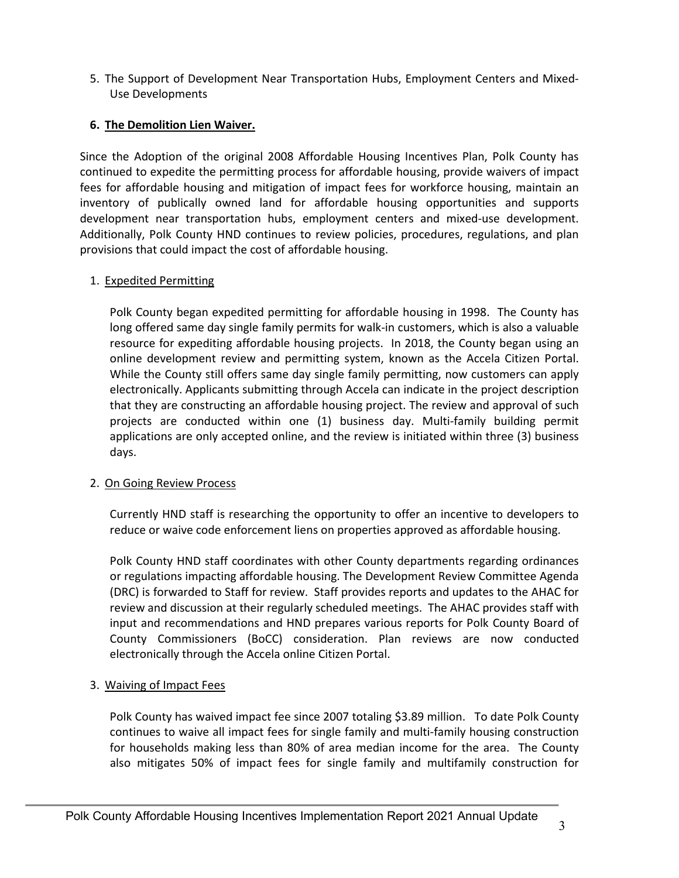5. The Support of Development Near Transportation Hubs, Employment Centers and Mixed-Use Developments

6. **<u>The Demolition Lien Waiver.</u>**

Since the Adoption of the original 2008 Affordable Housing Incentives Plan, Polk County has continued to expedite the permitting process for affordable housing, provide waivers of impact fees for affordable housing and mitigation of impact fees for workforce housing, maintain an inventory of publically owned land for affordable housing opportunities and supports development near transportation hubs, employment centers and mixed-use development. Additionally, Polk County HND continues to review policies, procedures, regulations, and plan provisions that could impact the cost of affordable housing.

1. <u>Expedited Permitting</u>

   Polk County began expedited permitting for affordable housing in 1998. The County has long offered same day single family permits for walk-in customers, which is also a valuable resource for expediting affordable housing projects. In 2018, the County began using an online development review and permitting system, known as the Accela Citizen Portal. While the County still offers same day single family permitting, now customers can apply electronically. Applicants submitting through Accela can indicate in the project description that they are constructing an affordable housing project. The review and approval of such projects are conducted within one (1) business day. Multi-family building permit applications are only accepted online, and the review is initiated within three (3) business days.

2. <u>On Going Review Process</u>

   Currently HND staff is researching the opportunity to offer an incentive to developers to reduce or waive code enforcement liens on properties approved as affordable housing.

   Polk County HND staff coordinates with other County departments regarding ordinances or regulations impacting affordable housing. The Development Review Committee Agenda (DRC) is forwarded to Staff for review. Staff provides reports and updates to the AHAC for review and discussion at their regularly scheduled meetings. The AHAC provides staff with input and recommendations and HND prepares various reports for Polk County Board of County Commissioners (BoCC) consideration. Plan reviews are now conducted electronically through the Accela online Citizen Portal.

3. <u>Waiving of Impact Fees</u>

   Polk County has waived impact fee since 2007 totaling $3.89 million. To date Polk County continues to waive all impact fees for single family and multi-family housing construction for households making less than 80% of area median income for the area. The County also mitigates 50% of impact fees for single family and multifamily construction for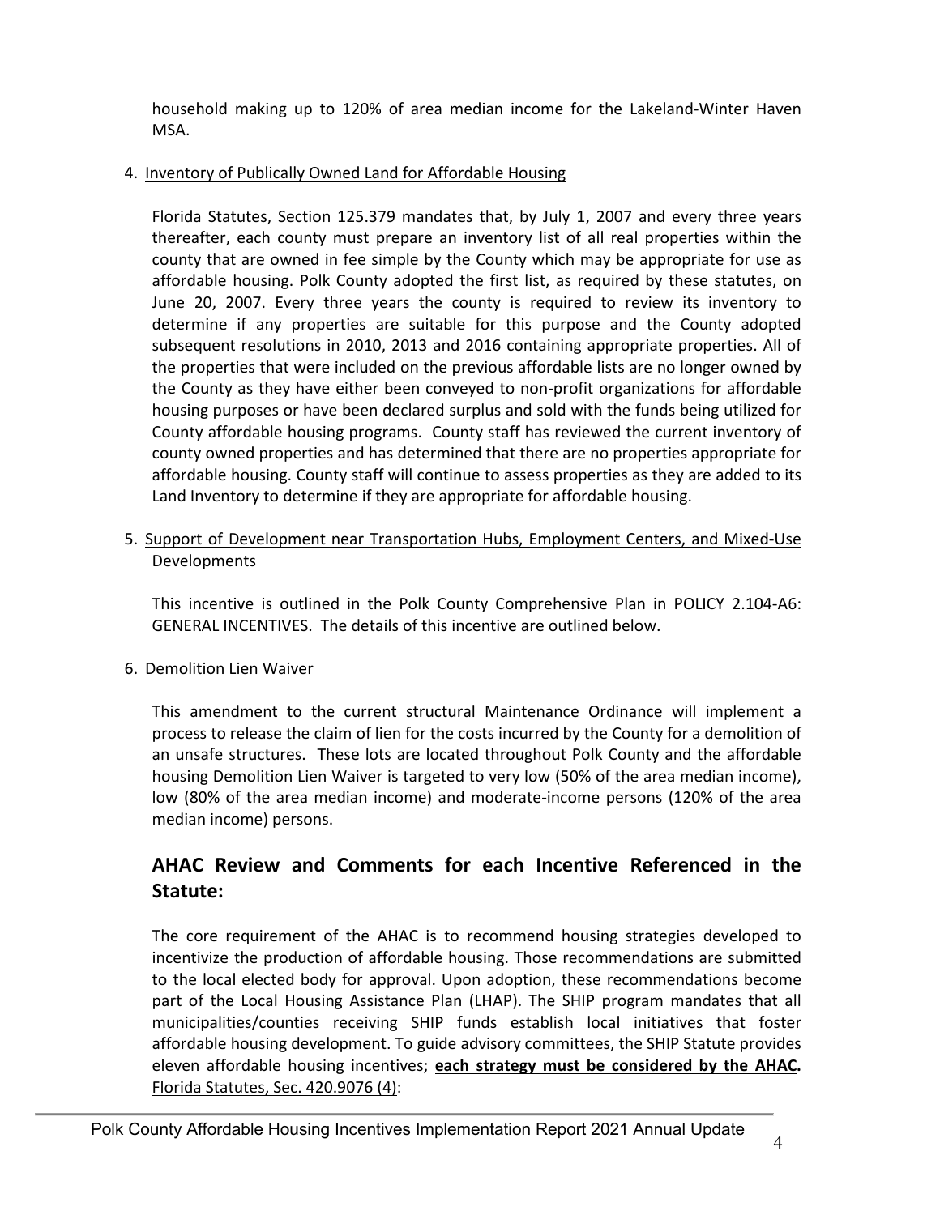household making up to 120% of area median income for the Lakeland-Winter Haven MSA.

4. Inventory of Publically Owned Land for Affordable Housing

   Florida Statutes, Section 125.379 mandates that, by July 1, 2007 and every three years thereafter, each county must prepare an inventory list of all real properties within the county that are owned in fee simple by the County which may be appropriate for use as affordable housing. Polk County adopted the first list, as required by these statutes, on June 20, 2007. Every three years the county is required to review its inventory to determine if any properties are suitable for this purpose and the County adopted subsequent resolutions in 2010, 2013 and 2016 containing appropriate properties. All of the properties that were included on the previous affordable lists are no longer owned by the County as they have either been conveyed to non-profit organizations for affordable housing purposes or have been declared surplus and sold with the funds being utilized for County affordable housing programs. County staff has reviewed the current inventory of county owned properties and has determined that there are no properties appropriate for affordable housing. County staff will continue to assess properties as they are added to its Land Inventory to determine if they are appropriate for affordable housing.

5. Support of Development near Transportation Hubs, Employment Centers, and Mixed-Use Developments

   This incentive is outlined in the Polk County Comprehensive Plan in POLICY 2.104-A6: GENERAL INCENTIVES. The details of this incentive are outlined below.

6. Demolition Lien Waiver

   This amendment to the current structural Maintenance Ordinance will implement a process to release the claim of lien for the costs incurred by the County for a demolition of an unsafe structures. These lots are located throughout Polk County and the affordable housing Demolition Lien Waiver is targeted to very low (50% of the area median income), low (80% of the area median income) and moderate-income persons (120% of the area median income) persons.

## AHAC Review and Comments for each Incentive Referenced in the Statute:

The core requirement of the AHAC is to recommend housing strategies developed to incentivize the production of affordable housing. Those recommendations are submitted to the local elected body for approval. Upon adoption, these recommendations become part of the Local Housing Assistance Plan (LHAP). The SHIP program mandates that all municipalities/counties receiving SHIP funds establish local initiatives that foster affordable housing development. To guide advisory committees, the SHIP Statute provides eleven affordable housing incentives; **each strategy must be considered by the AHAC.** Florida Statutes, Sec. 420.9076 (4):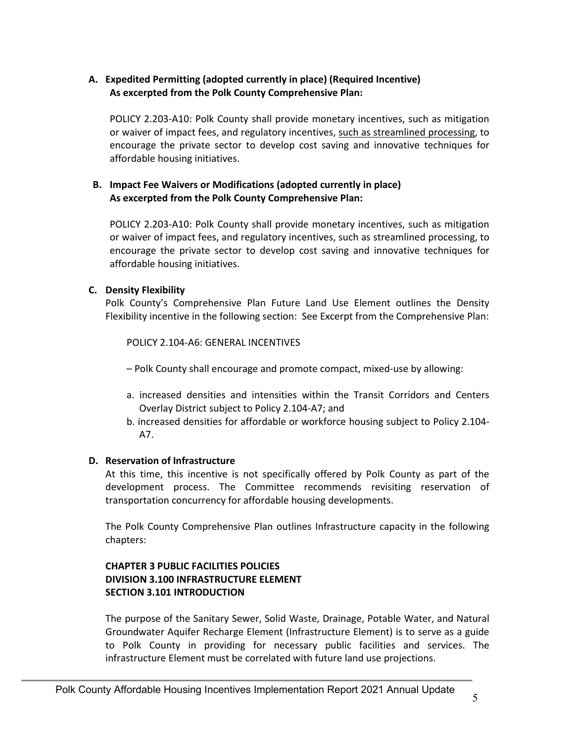**A. Expedited Permitting (adopted currently in place) (Required Incentive)**
**As excerpted from the Polk County Comprehensive Plan:**

POLICY 2.203-A10: Polk County shall provide monetary incentives, such as mitigation or waiver of impact fees, and regulatory incentives, <u>such as streamlined processing</u>, to encourage the private sector to develop cost saving and innovative techniques for affordable housing initiatives.

**B. Impact Fee Waivers or Modifications (adopted currently in place)**
**As excerpted from the Polk County Comprehensive Plan:**

POLICY 2.203-A10: Polk County shall provide monetary incentives, such as mitigation or waiver of impact fees, and regulatory incentives, such as streamlined processing, to encourage the private sector to develop cost saving and innovative techniques for affordable housing initiatives.

**C. Density Flexibility**

Polk County's Comprehensive Plan Future Land Use Element outlines the Density Flexibility incentive in the following section: See Excerpt from the Comprehensive Plan:

POLICY 2.104-A6: GENERAL INCENTIVES

– Polk County shall encourage and promote compact, mixed-use by allowing:

a. increased densities and intensities within the Transit Corridors and Centers Overlay District subject to Policy 2.104-A7; and
b. increased densities for affordable or workforce housing subject to Policy 2.104-A7.

**D. Reservation of Infrastructure**

At this time, this incentive is not specifically offered by Polk County as part of the development process. The Committee recommends revisiting reservation of transportation concurrency for affordable housing developments.

The Polk County Comprehensive Plan outlines Infrastructure capacity in the following chapters:

**CHAPTER 3 PUBLIC FACILITIES POLICIES**
**DIVISION 3.100 INFRASTRUCTURE ELEMENT**
**SECTION 3.101 INTRODUCTION**

The purpose of the Sanitary Sewer, Solid Waste, Drainage, Potable Water, and Natural Groundwater Aquifer Recharge Element (Infrastructure Element) is to serve as a guide to Polk County in providing for necessary public facilities and services. The infrastructure Element must be correlated with future land use projections.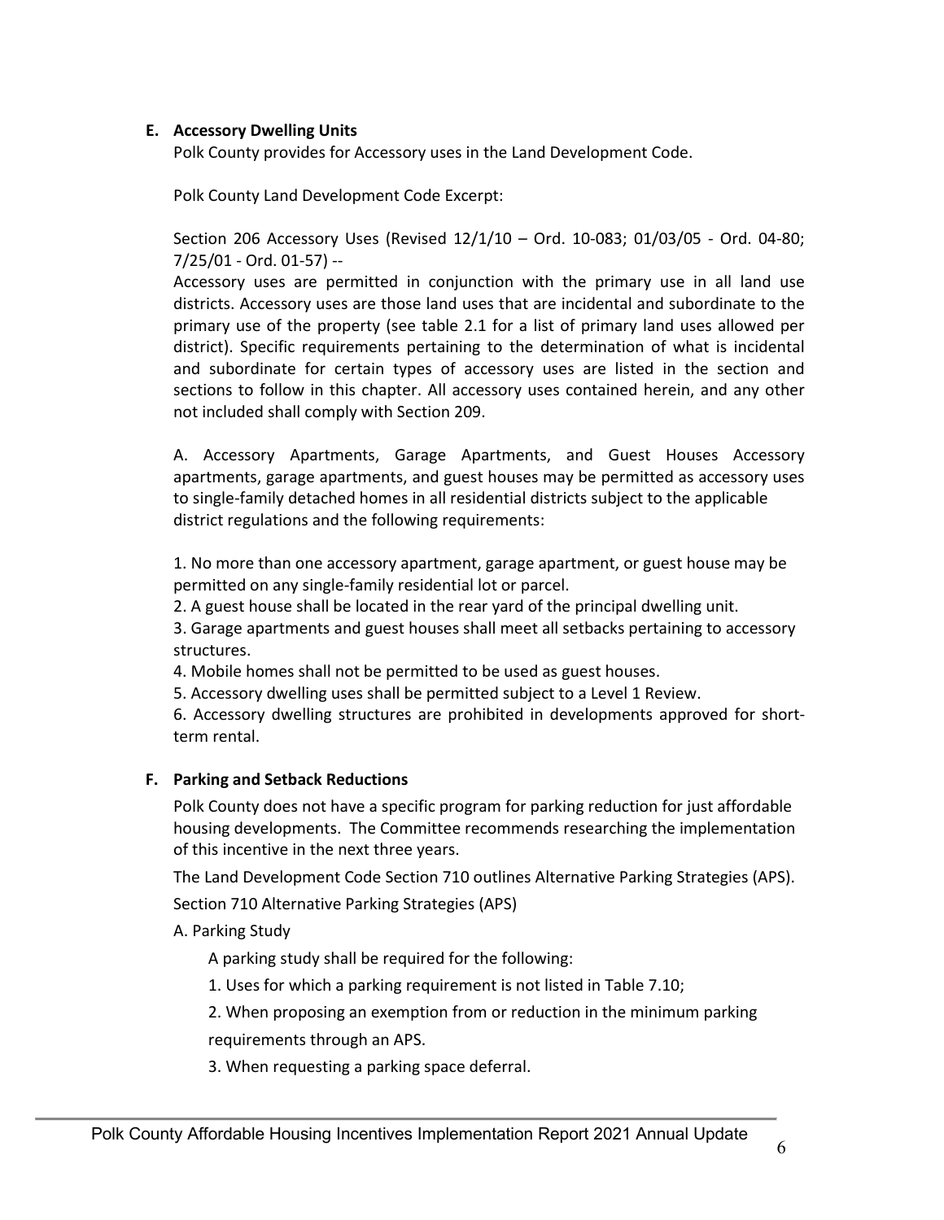## E. Accessory Dwelling Units

Polk County provides for Accessory uses in the Land Development Code.

Polk County Land Development Code Excerpt:

Section 206 Accessory Uses (Revised 12/1/10 – Ord. 10-083; 01/03/05 - Ord. 04-80; 7/25/01 - Ord. 01-57) --

Accessory uses are permitted in conjunction with the primary use in all land use districts. Accessory uses are those land uses that are incidental and subordinate to the primary use of the property (see table 2.1 for a list of primary land uses allowed per district). Specific requirements pertaining to the determination of what is incidental and subordinate for certain types of accessory uses are listed in the section and sections to follow in this chapter. All accessory uses contained herein, and any other not included shall comply with Section 209.

A. Accessory Apartments, Garage Apartments, and Guest Houses Accessory apartments, garage apartments, and guest houses may be permitted as accessory uses to single-family detached homes in all residential districts subject to the applicable district regulations and the following requirements:

1. No more than one accessory apartment, garage apartment, or guest house may be permitted on any single-family residential lot or parcel.
2. A guest house shall be located in the rear yard of the principal dwelling unit.
3. Garage apartments and guest houses shall meet all setbacks pertaining to accessory structures.
4. Mobile homes shall not be permitted to be used as guest houses.
5. Accessory dwelling uses shall be permitted subject to a Level 1 Review.
6. Accessory dwelling structures are prohibited in developments approved for short-term rental.

## F. Parking and Setback Reductions

Polk County does not have a specific program for parking reduction for just affordable housing developments. The Committee recommends researching the implementation of this incentive in the next three years.

The Land Development Code Section 710 outlines Alternative Parking Strategies (APS).

Section 710 Alternative Parking Strategies (APS)

A. Parking Study

A parking study shall be required for the following:

1. Uses for which a parking requirement is not listed in Table 7.10;
2. When proposing an exemption from or reduction in the minimum parking requirements through an APS.
3. When requesting a parking space deferral.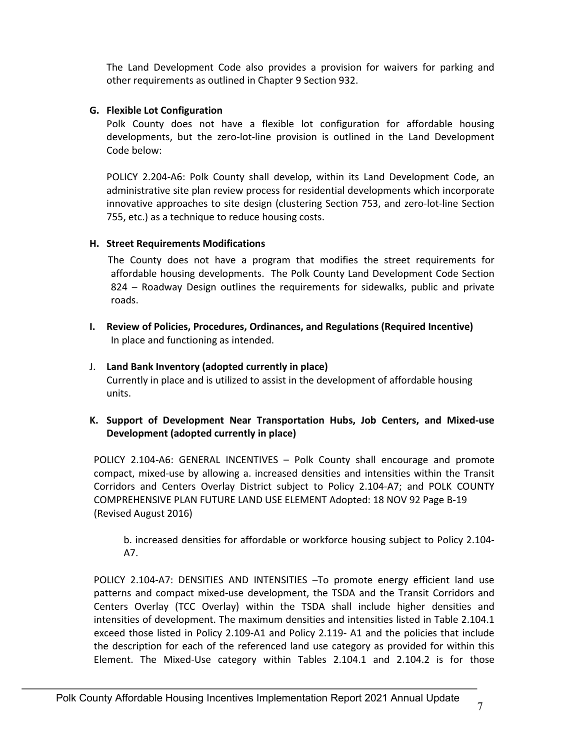The Land Development Code also provides a provision for waivers for parking and other requirements as outlined in Chapter 9 Section 932.

**G. Flexible Lot Configuration**

Polk County does not have a flexible lot configuration for affordable housing developments, but the zero-lot-line provision is outlined in the Land Development Code below:

POLICY 2.204-A6: Polk County shall develop, within its Land Development Code, an administrative site plan review process for residential developments which incorporate innovative approaches to site design (clustering Section 753, and zero-lot-line Section 755, etc.) as a technique to reduce housing costs.

**H. Street Requirements Modifications**

The County does not have a program that modifies the street requirements for affordable housing developments. The Polk County Land Development Code Section 824 – Roadway Design outlines the requirements for sidewalks, public and private roads.

**I. Review of Policies, Procedures, Ordinances, and Regulations (Required Incentive)**

In place and functioning as intended.

J. **Land Bank Inventory (adopted currently in place)**

Currently in place and is utilized to assist in the development of affordable housing units.

**K. Support of Development Near Transportation Hubs, Job Centers, and Mixed-use Development (adopted currently in place)**

POLICY 2.104-A6: GENERAL INCENTIVES – Polk County shall encourage and promote compact, mixed-use by allowing a. increased densities and intensities within the Transit Corridors and Centers Overlay District subject to Policy 2.104-A7; and POLK COUNTY COMPREHENSIVE PLAN FUTURE LAND USE ELEMENT Adopted: 18 NOV 92 Page B-19 (Revised August 2016)

b. increased densities for affordable or workforce housing subject to Policy 2.104-A7.

POLICY 2.104-A7: DENSITIES AND INTENSITIES –To promote energy efficient land use patterns and compact mixed-use development, the TSDA and the Transit Corridors and Centers Overlay (TCC Overlay) within the TSDA shall include higher densities and intensities of development. The maximum densities and intensities listed in Table 2.104.1 exceed those listed in Policy 2.109-A1 and Policy 2.119- A1 and the policies that include the description for each of the referenced land use category as provided for within this Element. The Mixed-Use category within Tables 2.104.1 and 2.104.2 is for those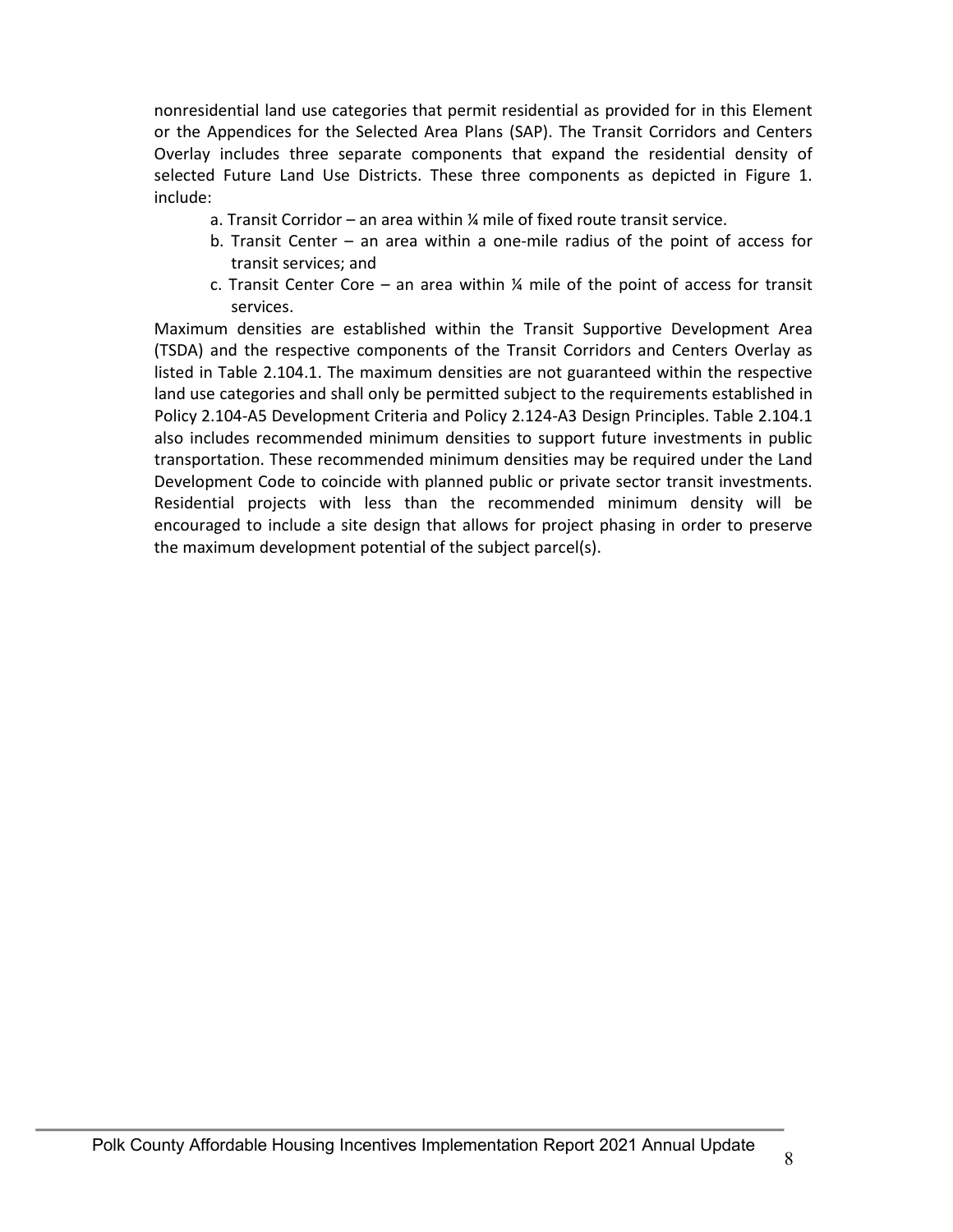nonresidential land use categories that permit residential as provided for in this Element or the Appendices for the Selected Area Plans (SAP). The Transit Corridors and Centers Overlay includes three separate components that expand the residential density of selected Future Land Use Districts. These three components as depicted in Figure 1. include:

a. Transit Corridor – an area within ¼ mile of fixed route transit service.
b. Transit Center – an area within a one-mile radius of the point of access for transit services; and
c. Transit Center Core – an area within ¼ mile of the point of access for transit services.

Maximum densities are established within the Transit Supportive Development Area (TSDA) and the respective components of the Transit Corridors and Centers Overlay as listed in Table 2.104.1. The maximum densities are not guaranteed within the respective land use categories and shall only be permitted subject to the requirements established in Policy 2.104-A5 Development Criteria and Policy 2.124-A3 Design Principles. Table 2.104.1 also includes recommended minimum densities to support future investments in public transportation. These recommended minimum densities may be required under the Land Development Code to coincide with planned public or private sector transit investments. Residential projects with less than the recommended minimum density will be encouraged to include a site design that allows for project phasing in order to preserve the maximum development potential of the subject parcel(s).